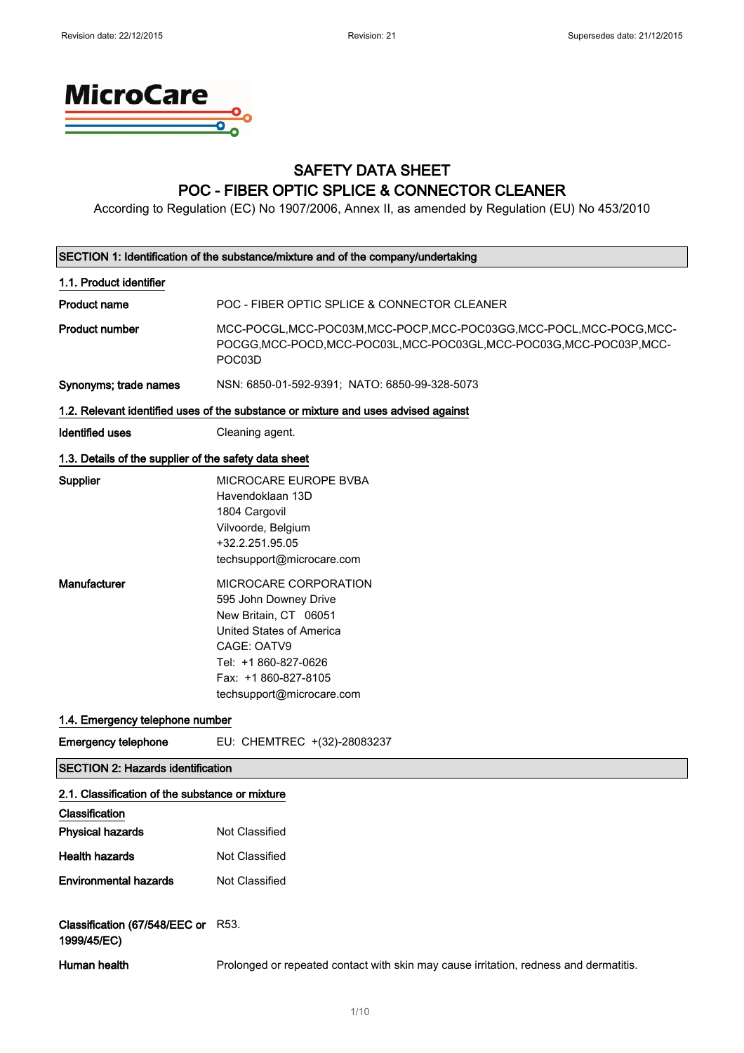# SAFETY DATA SHEET
# POC - FIBER OPTIC SPLICE & CONNECTOR CLEANER

According to Regulation (EC) No 1907/2006, Annex II, as amended by Regulation (EU) No 453/2010

## SECTION 1: Identification of the substance/mixture and of the company/undertaking

### 1.1. Product identifier

**Product name** POC - FIBER OPTIC SPLICE & CONNECTOR CLEANER

**Product number** MCC-POCGL,MCC-POC03M,MCC-POCP,MCC-POC03GG,MCC-POCL,MCC-POCG,MCC-POCGG,MCC-POCD,MCC-POC03L,MCC-POC03GL,MCC-POC03G,MCC-POC03P,MCC-POC03D

**Synonyms; trade names** NSN: 6850-01-592-9391; NATO: 6850-99-328-5073

### 1.2. Relevant identified uses of the substance or mixture and uses advised against

**Identified uses** Cleaning agent.

### 1.3. Details of the supplier of the safety data sheet

**Supplier**
MICROCARE EUROPE BVBA
Havendoklaan 13D
1804 Cargovil
Vilvoorde, Belgium
+32.2.251.95.05
techsupport@microcare.com

**Manufacturer**
MICROCARE CORPORATION
595 John Downey Drive
New Britain, CT 06051
United States of America
CAGE: OATV9
Tel: +1 860-827-0626
Fax: +1 860-827-8105
techsupport@microcare.com

### 1.4. Emergency telephone number

**Emergency telephone** EU: CHEMTREC +(32)-28083237

## SECTION 2: Hazards identification

### 2.1. Classification of the substance or mixture

**Classification**

**Physical hazards** Not Classified

**Health hazards** Not Classified

**Environmental hazards** Not Classified

**Classification (67/548/EEC or 1999/45/EC)** R53.

**Human health** Prolonged or repeated contact with skin may cause irritation, redness and dermatitis.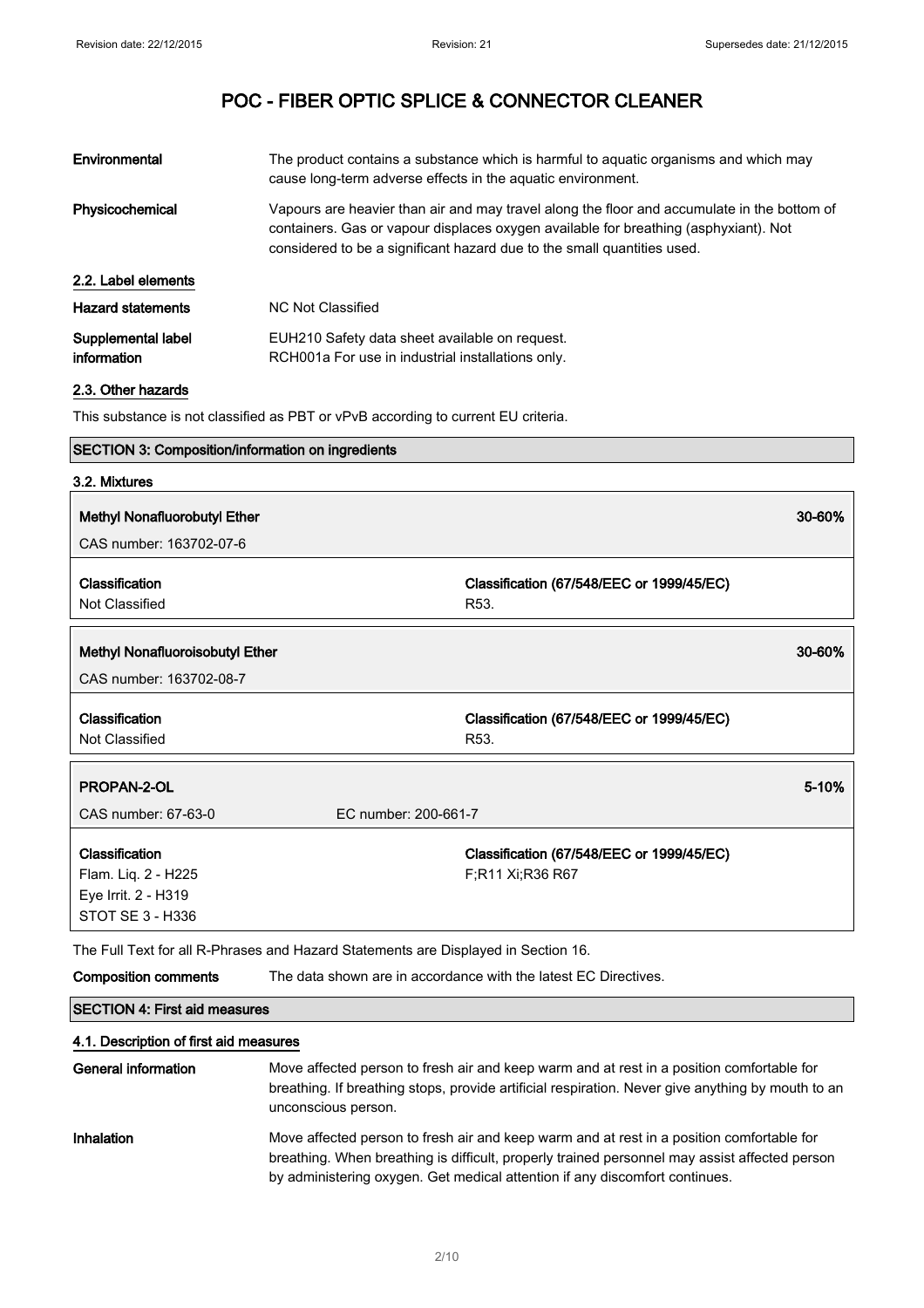| | |
|---|---|
| **Environmental** | The product contains a substance which is harmful to aquatic organisms and which may cause long-term adverse effects in the aquatic environment. |
| **Physicochemical** | Vapours are heavier than air and may travel along the floor and accumulate in the bottom of containers. Gas or vapour displaces oxygen available for breathing (asphyxiant). Not considered to be a significant hazard due to the small quantities used. |

### 2.2. Label elements

| | |
|---|---|
| **Hazard statements** | NC Not Classified |
| **Supplemental label information** | EUH210 Safety data sheet available on request.<br>RCH001a For use in industrial installations only. |

### 2.3. Other hazards

This substance is not classified as PBT or vPvB according to current EU criteria.

## SECTION 3: Composition/information on ingredients

### 3.2. Mixtures

**Methyl Nonafluorobutyl Ether** — 30-60%

CAS number: 163702-07-6

| Classification | Classification (67/548/EEC or 1999/45/EC) |
|---|---|
| Not Classified | R53. |

**Methyl Nonafluoroisobutyl Ether** — 30-60%

CAS number: 163702-08-7

| Classification | Classification (67/548/EEC or 1999/45/EC) |
|---|---|
| Not Classified | R53. |

**PROPAN-2-OL** — 5-10%

CAS number: 67-63-0 EC number: 200-661-7

| Classification | Classification (67/548/EEC or 1999/45/EC) |
|---|---|
| Flam. Liq. 2 - H225<br>Eye Irrit. 2 - H319<br>STOT SE 3 - H336 | F;R11 Xi;R36 R67 |

The Full Text for all R-Phrases and Hazard Statements are Displayed in Section 16.

| | |
|---|---|
| **Composition comments** | The data shown are in accordance with the latest EC Directives. |

## SECTION 4: First aid measures

### 4.1. Description of first aid measures

| | |
|---|---|
| **General information** | Move affected person to fresh air and keep warm and at rest in a position comfortable for breathing. If breathing stops, provide artificial respiration. Never give anything by mouth to an unconscious person. |
| **Inhalation** | Move affected person to fresh air and keep warm and at rest in a position comfortable for breathing. When breathing is difficult, properly trained personnel may assist affected person by administering oxygen. Get medical attention if any discomfort continues. |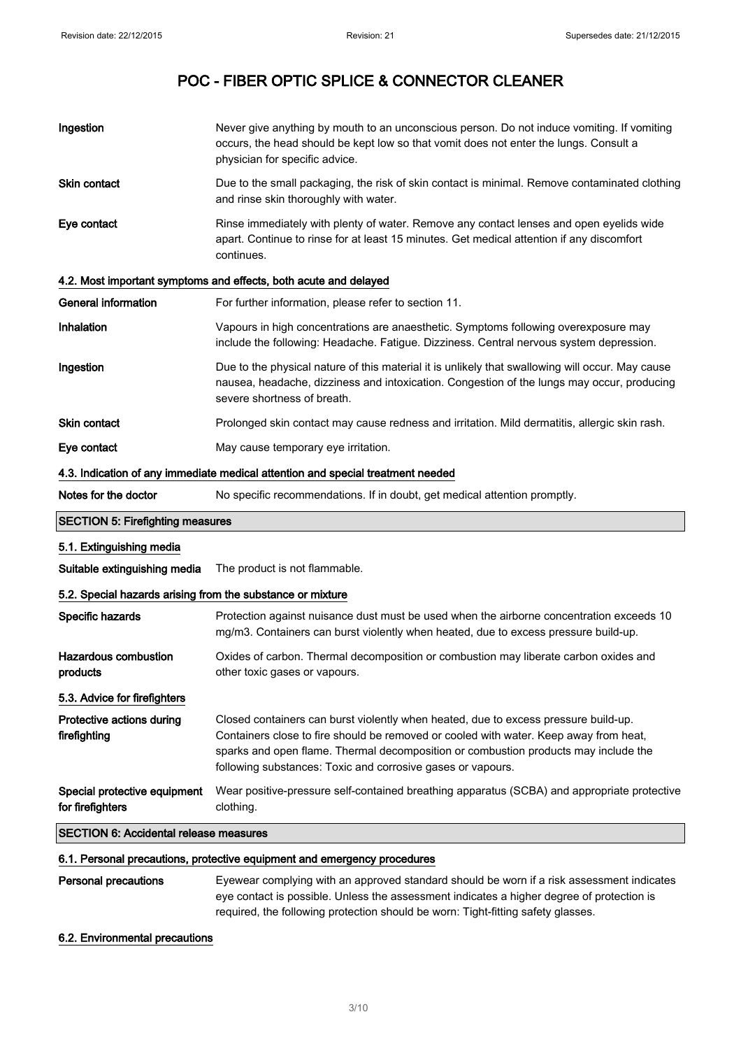# POC - FIBER OPTIC SPLICE & CONNECTOR CLEANER

**Ingestion** Never give anything by mouth to an unconscious person. Do not induce vomiting. If vomiting occurs, the head should be kept low so that vomit does not enter the lungs. Consult a physician for specific advice.

**Skin contact** Due to the small packaging, the risk of skin contact is minimal. Remove contaminated clothing and rinse skin thoroughly with water.

**Eye contact** Rinse immediately with plenty of water. Remove any contact lenses and open eyelids wide apart. Continue to rinse for at least 15 minutes. Get medical attention if any discomfort continues.

### 4.2. Most important symptoms and effects, both acute and delayed

**General information** For further information, please refer to section 11.

**Inhalation** Vapours in high concentrations are anaesthetic. Symptoms following overexposure may include the following: Headache. Fatigue. Dizziness. Central nervous system depression.

**Ingestion** Due to the physical nature of this material it is unlikely that swallowing will occur. May cause nausea, headache, dizziness and intoxication. Congestion of the lungs may occur, producing severe shortness of breath.

**Skin contact** Prolonged skin contact may cause redness and irritation. Mild dermatitis, allergic skin rash.

**Eye contact** May cause temporary eye irritation.

### 4.3. Indication of any immediate medical attention and special treatment needed

**Notes for the doctor** No specific recommendations. If in doubt, get medical attention promptly.

## SECTION 5: Firefighting measures

### 5.1. Extinguishing media

**Suitable extinguishing media** The product is not flammable.

### 5.2. Special hazards arising from the substance or mixture

**Specific hazards** Protection against nuisance dust must be used when the airborne concentration exceeds 10 mg/m3. Containers can burst violently when heated, due to excess pressure build-up.

**Hazardous combustion products** Oxides of carbon. Thermal decomposition or combustion may liberate carbon oxides and other toxic gases or vapours.

### 5.3. Advice for firefighters

**Protective actions during firefighting** Closed containers can burst violently when heated, due to excess pressure build-up. Containers close to fire should be removed or cooled with water. Keep away from heat, sparks and open flame. Thermal decomposition or combustion products may include the following substances: Toxic and corrosive gases or vapours.

**Special protective equipment for firefighters** Wear positive-pressure self-contained breathing apparatus (SCBA) and appropriate protective clothing.

## SECTION 6: Accidental release measures

### 6.1. Personal precautions, protective equipment and emergency procedures

**Personal precautions** Eyewear complying with an approved standard should be worn if a risk assessment indicates eye contact is possible. Unless the assessment indicates a higher degree of protection is required, the following protection should be worn: Tight-fitting safety glasses.

### 6.2. Environmental precautions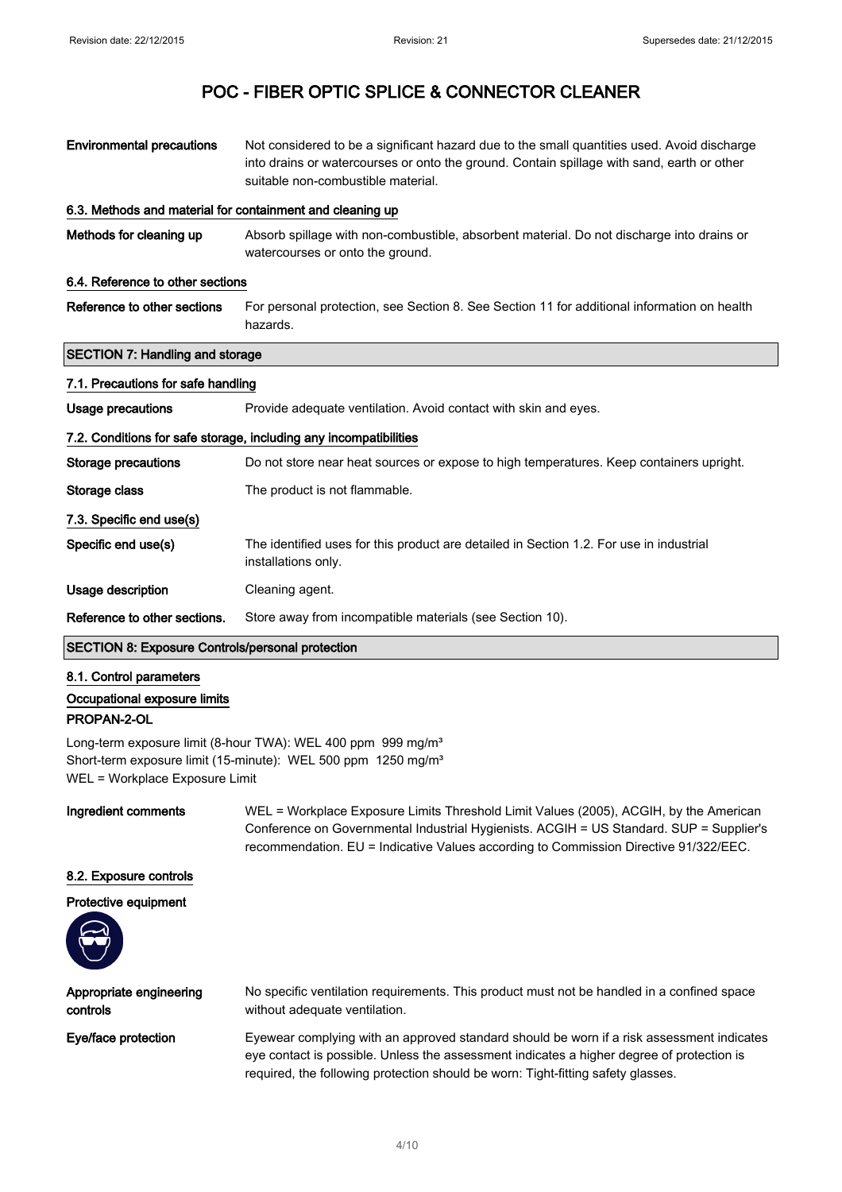# POC - FIBER OPTIC SPLICE & CONNECTOR CLEANER

| | |
|---|---|
| **Environmental precautions** | Not considered to be a significant hazard due to the small quantities used. Avoid discharge into drains or watercourses or onto the ground. Contain spillage with sand, earth or other suitable non-combustible material. |

### 6.3. Methods and material for containment and cleaning up

| | |
|---|---|
| **Methods for cleaning up** | Absorb spillage with non-combustible, absorbent material. Do not discharge into drains or watercourses or onto the ground. |

### 6.4. Reference to other sections

| | |
|---|---|
| **Reference to other sections** | For personal protection, see Section 8. See Section 11 for additional information on health hazards. |

## SECTION 7: Handling and storage

### 7.1. Precautions for safe handling

| | |
|---|---|
| **Usage precautions** | Provide adequate ventilation. Avoid contact with skin and eyes. |

### 7.2. Conditions for safe storage, including any incompatibilities

| | |
|---|---|
| **Storage precautions** | Do not store near heat sources or expose to high temperatures. Keep containers upright. |
| **Storage class** | The product is not flammable. |

### 7.3. Specific end use(s)

| | |
|---|---|
| **Specific end use(s)** | The identified uses for this product are detailed in Section 1.2. For use in industrial installations only. |
| **Usage description** | Cleaning agent. |
| **Reference to other sections.** | Store away from incompatible materials (see Section 10). |

## SECTION 8: Exposure Controls/personal protection

### 8.1. Control parameters

### Occupational exposure limits

**PROPAN-2-OL**

Long-term exposure limit (8-hour TWA): WEL 400 ppm 999 mg/m³
Short-term exposure limit (15-minute): WEL 500 ppm 1250 mg/m³
WEL = Workplace Exposure Limit

| | |
|---|---|
| **Ingredient comments** | WEL = Workplace Exposure Limits Threshold Limit Values (2005), ACGIH, by the American Conference on Governmental Industrial Hygienists. ACGIH = US Standard. SUP = Supplier's recommendation. EU = Indicative Values according to Commission Directive 91/322/EEC. |

### 8.2. Exposure controls

**Protective equipment**

| | |
|---|---|
| **Appropriate engineering controls** | No specific ventilation requirements. This product must not be handled in a confined space without adequate ventilation. |
| **Eye/face protection** | Eyewear complying with an approved standard should be worn if a risk assessment indicates eye contact is possible. Unless the assessment indicates a higher degree of protection is required, the following protection should be worn: Tight-fitting safety glasses. |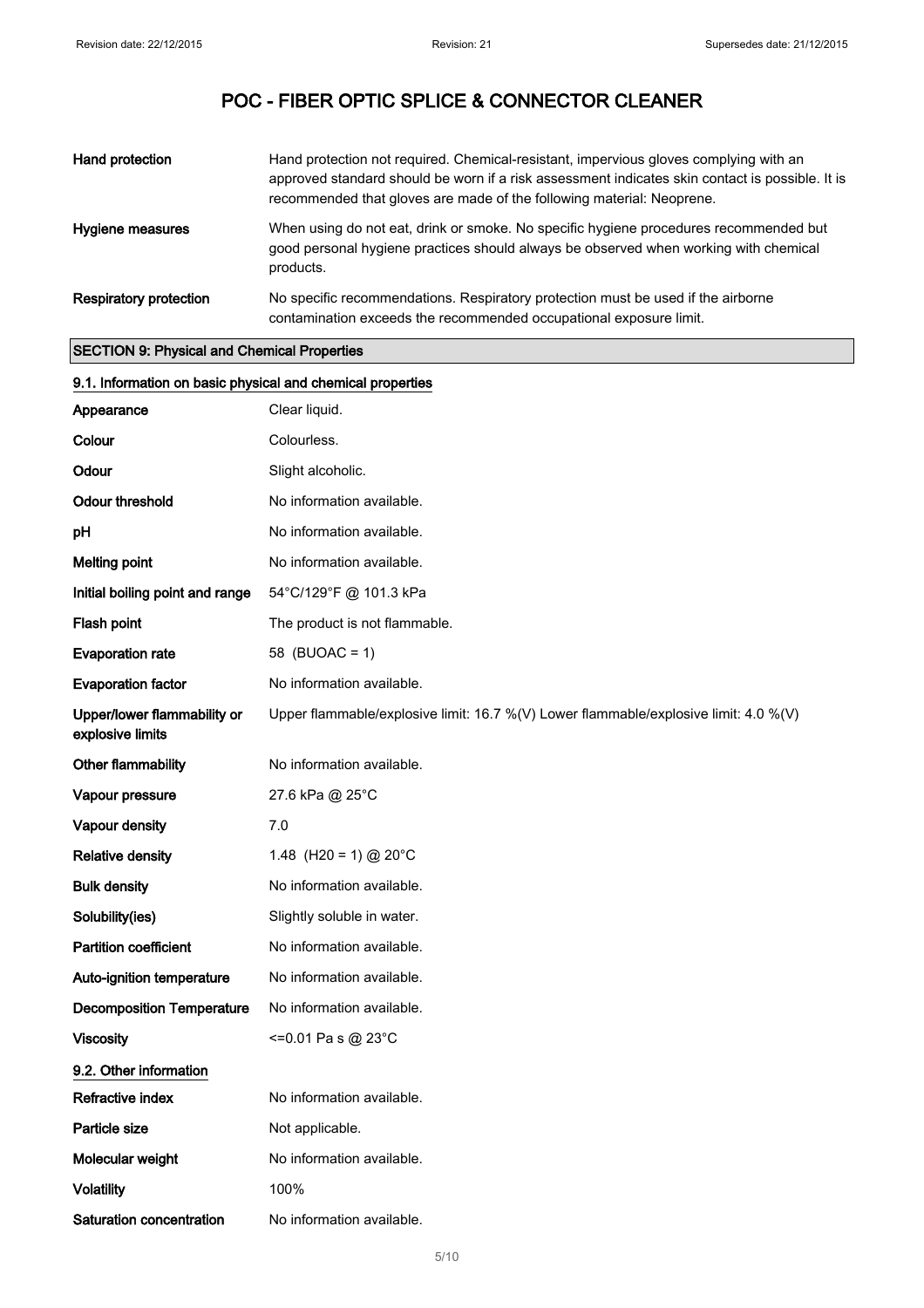| | |
|---|---|
| **Hand protection** | Hand protection not required. Chemical-resistant, impervious gloves complying with an approved standard should be worn if a risk assessment indicates skin contact is possible. It is recommended that gloves are made of the following material: Neoprene. |
| **Hygiene measures** | When using do not eat, drink or smoke. No specific hygiene procedures recommended but good personal hygiene practices should always be observed when working with chemical products. |
| **Respiratory protection** | No specific recommendations. Respiratory protection must be used if the airborne contamination exceeds the recommended occupational exposure limit. |

## SECTION 9: Physical and Chemical Properties

### 9.1. Information on basic physical and chemical properties

| | |
|---|---|
| **Appearance** | Clear liquid. |
| **Colour** | Colourless. |
| **Odour** | Slight alcoholic. |
| **Odour threshold** | No information available. |
| **pH** | No information available. |
| **Melting point** | No information available. |
| **Initial boiling point and range** | 54°C/129°F @ 101.3 kPa |
| **Flash point** | The product is not flammable. |
| **Evaporation rate** | 58 (BUOAC = 1) |
| **Evaporation factor** | No information available. |
| **Upper/lower flammability or explosive limits** | Upper flammable/explosive limit: 16.7 %(V) Lower flammable/explosive limit: 4.0 %(V) |
| **Other flammability** | No information available. |
| **Vapour pressure** | 27.6 kPa @ 25°C |
| **Vapour density** | 7.0 |
| **Relative density** | 1.48 (H20 = 1) @ 20°C |
| **Bulk density** | No information available. |
| **Solubility(ies)** | Slightly soluble in water. |
| **Partition coefficient** | No information available. |
| **Auto-ignition temperature** | No information available. |
| **Decomposition Temperature** | No information available. |
| **Viscosity** | <=0.01 Pa s @ 23°C |

### 9.2. Other information

| | |
|---|---|
| **Refractive index** | No information available. |
| **Particle size** | Not applicable. |
| **Molecular weight** | No information available. |
| **Volatility** | 100% |
| **Saturation concentration** | No information available. |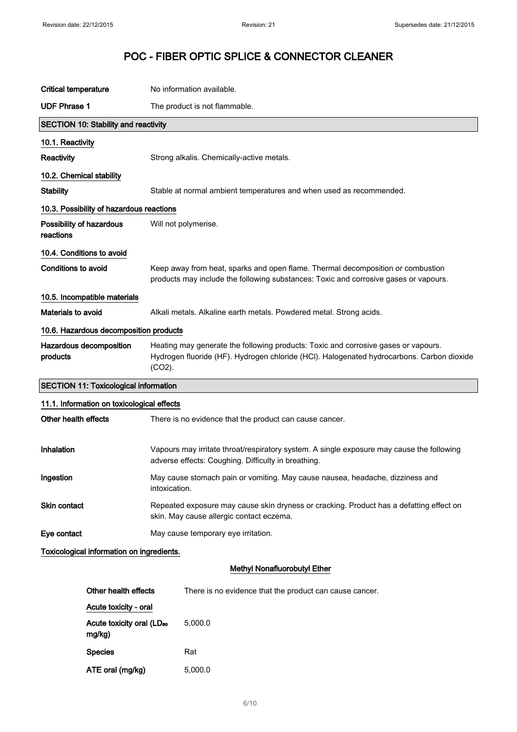# POC - FIBER OPTIC SPLICE & CONNECTOR CLEANER

| | |
|---|---|
| **Critical temperature** | No information available. |
| **UDF Phrase 1** | The product is not flammable. |

## SECTION 10: Stability and reactivity

### 10.1. Reactivity

| | |
|---|---|
| **Reactivity** | Strong alkalis. Chemically-active metals. |

### 10.2. Chemical stability

| | |
|---|---|
| **Stability** | Stable at normal ambient temperatures and when used as recommended. |

### 10.3. Possibility of hazardous reactions

| | |
|---|---|
| **Possibility of hazardous reactions** | Will not polymerise. |

### 10.4. Conditions to avoid

| | |
|---|---|
| **Conditions to avoid** | Keep away from heat, sparks and open flame. Thermal decomposition or combustion products may include the following substances: Toxic and corrosive gases or vapours. |

### 10.5. Incompatible materials

| | |
|---|---|
| **Materials to avoid** | Alkali metals. Alkaline earth metals. Powdered metal. Strong acids. |

### 10.6. Hazardous decomposition products

| | |
|---|---|
| **Hazardous decomposition products** | Heating may generate the following products: Toxic and corrosive gases or vapours. Hydrogen fluoride (HF). Hydrogen chloride (HCl). Halogenated hydrocarbons. Carbon dioxide ($CO_2$). |

## SECTION 11: Toxicological information

### 11.1. Information on toxicological effects

| | |
|---|---|
| **Other health effects** | There is no evidence that the product can cause cancer. |
| **Inhalation** | Vapours may irritate throat/respiratory system. A single exposure may cause the following adverse effects: Coughing. Difficulty in breathing. |
| **Ingestion** | May cause stomach pain or vomiting. May cause nausea, headache, dizziness and intoxication. |
| **Skin contact** | Repeated exposure may cause skin dryness or cracking. Product has a defatting effect on skin. May cause allergic contact eczema. |
| **Eye contact** | May cause temporary eye irritation. |

**Toxicological information on ingredients.**

**Methyl Nonafluorobutyl Ether**

| | |
|---|---|
| **Other health effects** | There is no evidence that the product can cause cancer. |
| **Acute toxicity - oral** | |
| **Acute toxicity oral ($LD_{50}$ mg/kg)** | 5,000.0 |
| **Species** | Rat |
| **ATE oral (mg/kg)** | 5,000.0 |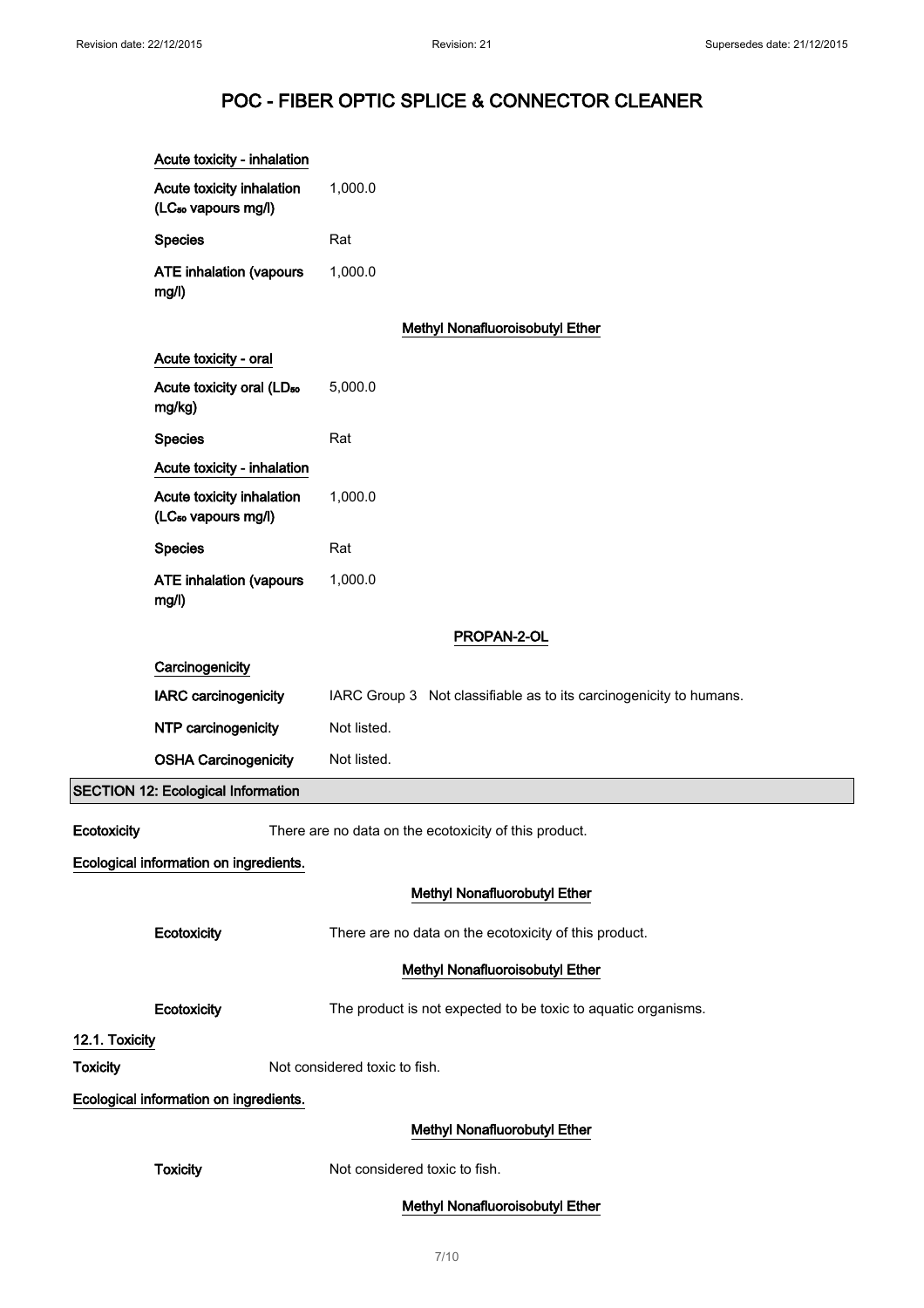# POC - FIBER OPTIC SPLICE & CONNECTOR CLEANER

**Acute toxicity - inhalation**

| | |
|---|---|
| **Acute toxicity inhalation ($LC_{50}$ vapours mg/l)** | 1,000.0 |
| **Species** | Rat |
| **ATE inhalation (vapours mg/l)** | 1,000.0 |

**Methyl Nonafluoroisobutyl Ether**

**Acute toxicity - oral**

| | |
|---|---|
| **Acute toxicity oral ($LD_{50}$ mg/kg)** | 5,000.0 |
| **Species** | Rat |

**Acute toxicity - inhalation**

| | |
|---|---|
| **Acute toxicity inhalation ($LC_{50}$ vapours mg/l)** | 1,000.0 |
| **Species** | Rat |
| **ATE inhalation (vapours mg/l)** | 1,000.0 |

**PROPAN-2-OL**

**Carcinogenicity**

| | |
|---|---|
| **IARC carcinogenicity** | IARC Group 3 Not classifiable as to its carcinogenicity to humans. |
| **NTP carcinogenicity** | Not listed. |
| **OSHA Carcinogenicity** | Not listed. |

## SECTION 12: Ecological Information

**Ecotoxicity** There are no data on the ecotoxicity of this product.

**Ecological information on ingredients.**

**Methyl Nonafluorobutyl Ether**

**Ecotoxicity** There are no data on the ecotoxicity of this product.

**Methyl Nonafluoroisobutyl Ether**

**Ecotoxicity** The product is not expected to be toxic to aquatic organisms.

### 12.1. Toxicity

**Toxicity** Not considered toxic to fish.

**Ecological information on ingredients.**

**Methyl Nonafluorobutyl Ether**

**Toxicity** Not considered toxic to fish.

**Methyl Nonafluoroisobutyl Ether**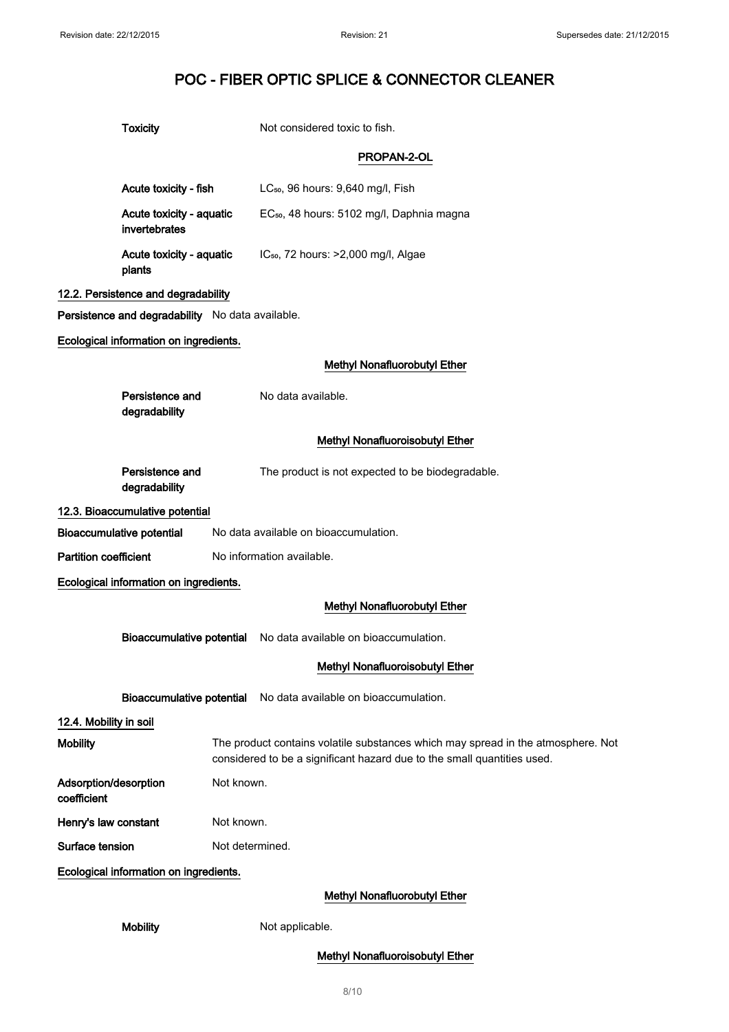**Toxicity** Not considered toxic to fish.

**PROPAN-2-OL**

| | |
|---|---|
| **Acute toxicity - fish** | $LC_{50}$, 96 hours: 9,640 mg/l, Fish |
| **Acute toxicity - aquatic invertebrates** | $EC_{50}$, 48 hours: 5102 mg/l, Daphnia magna |
| **Acute toxicity - aquatic plants** | $IC_{50}$, 72 hours: >2,000 mg/l, Algae |

### 12.2. Persistence and degradability

**Persistence and degradability** No data available.

**Ecological information on ingredients.**

**Methyl Nonafluorobutyl Ether**

**Persistence and degradability** No data available.

**Methyl Nonafluoroisobutyl Ether**

**Persistence and degradability** The product is not expected to be biodegradable.

### 12.3. Bioaccumulative potential

**Bioaccumulative potential** No data available on bioaccumulation.

**Partition coefficient** No information available.

**Ecological information on ingredients.**

**Methyl Nonafluorobutyl Ether**

**Bioaccumulative potential** No data available on bioaccumulation.

**Methyl Nonafluoroisobutyl Ether**

**Bioaccumulative potential** No data available on bioaccumulation.

### 12.4. Mobility in soil

**Mobility** The product contains volatile substances which may spread in the atmosphere. Not considered to be a significant hazard due to the small quantities used.

**Adsorption/desorption coefficient** Not known.

**Henry's law constant** Not known.

**Surface tension** Not determined.

**Ecological information on ingredients.**

**Methyl Nonafluorobutyl Ether**

**Mobility** Not applicable.

**Methyl Nonafluoroisobutyl Ether**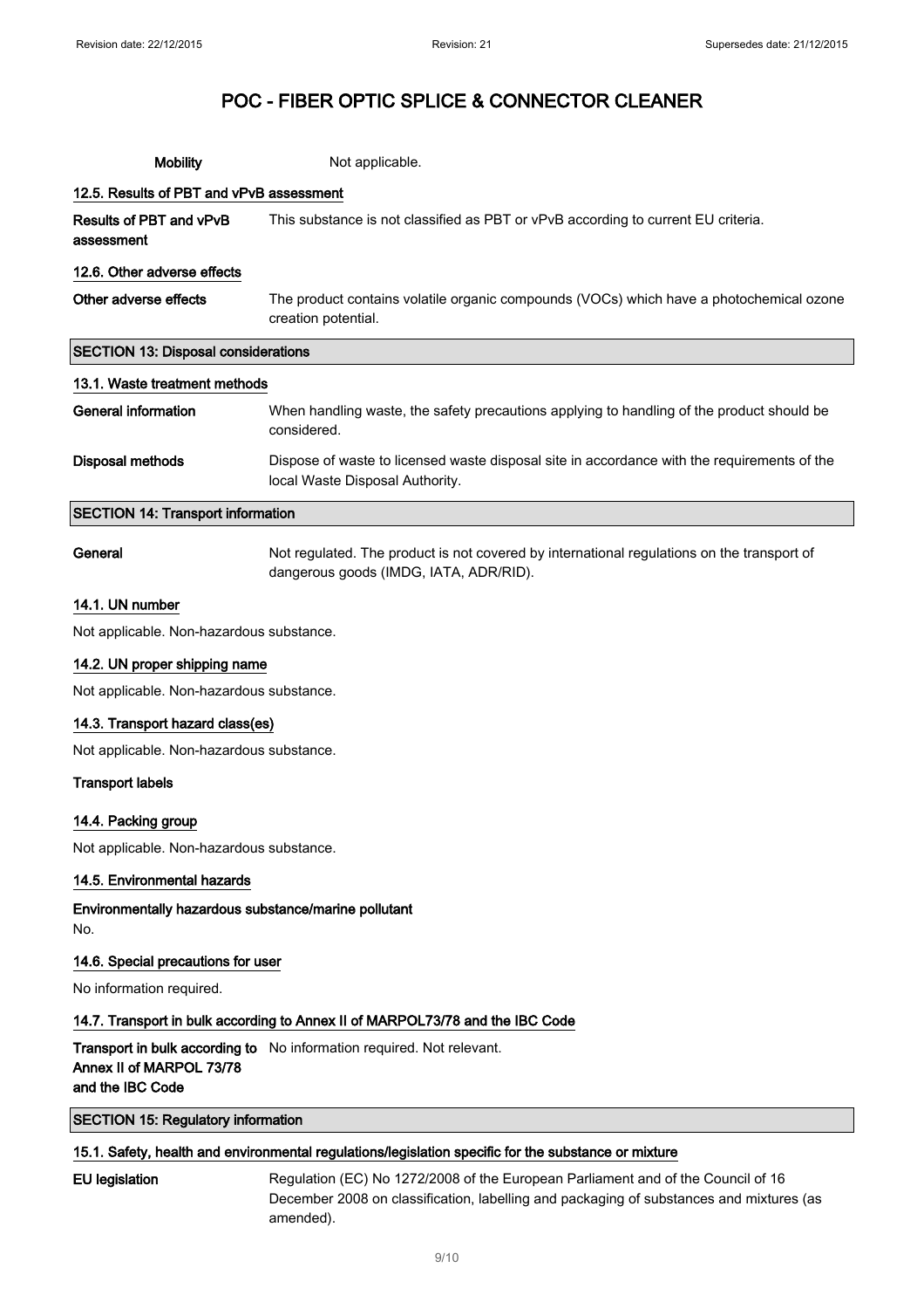| | |
|---|---|
| **Mobility** | Not applicable. |

### 12.5. Results of PBT and vPvB assessment

| | |
|---|---|
| **Results of PBT and vPvB assessment** | This substance is not classified as PBT or vPvB according to current EU criteria. |

### 12.6. Other adverse effects

| | |
|---|---|
| **Other adverse effects** | The product contains volatile organic compounds (VOCs) which have a photochemical ozone creation potential. |

## SECTION 13: Disposal considerations

### 13.1. Waste treatment methods

| | |
|---|---|
| **General information** | When handling waste, the safety precautions applying to handling of the product should be considered. |
| **Disposal methods** | Dispose of waste to licensed waste disposal site in accordance with the requirements of the local Waste Disposal Authority. |

## SECTION 14: Transport information

| | |
|---|---|
| **General** | Not regulated. The product is not covered by international regulations on the transport of dangerous goods (IMDG, IATA, ADR/RID). |

### 14.1. UN number

Not applicable. Non-hazardous substance.

### 14.2. UN proper shipping name

Not applicable. Non-hazardous substance.

### 14.3. Transport hazard class(es)

Not applicable. Non-hazardous substance.

**Transport labels**

### 14.4. Packing group

Not applicable. Non-hazardous substance.

### 14.5. Environmental hazards

**Environmentally hazardous substance/marine pollutant**

No.

### 14.6. Special precautions for user

No information required.

### 14.7. Transport in bulk according to Annex II of MARPOL73/78 and the IBC Code

| | |
|---|---|
| **Transport in bulk according to Annex II of MARPOL 73/78 and the IBC Code** | No information required. Not relevant. |

## SECTION 15: Regulatory information

### 15.1. Safety, health and environmental regulations/legislation specific for the substance or mixture

| | |
|---|---|
| **EU legislation** | Regulation (EC) No 1272/2008 of the European Parliament and of the Council of 16 December 2008 on classification, labelling and packaging of substances and mixtures (as amended). |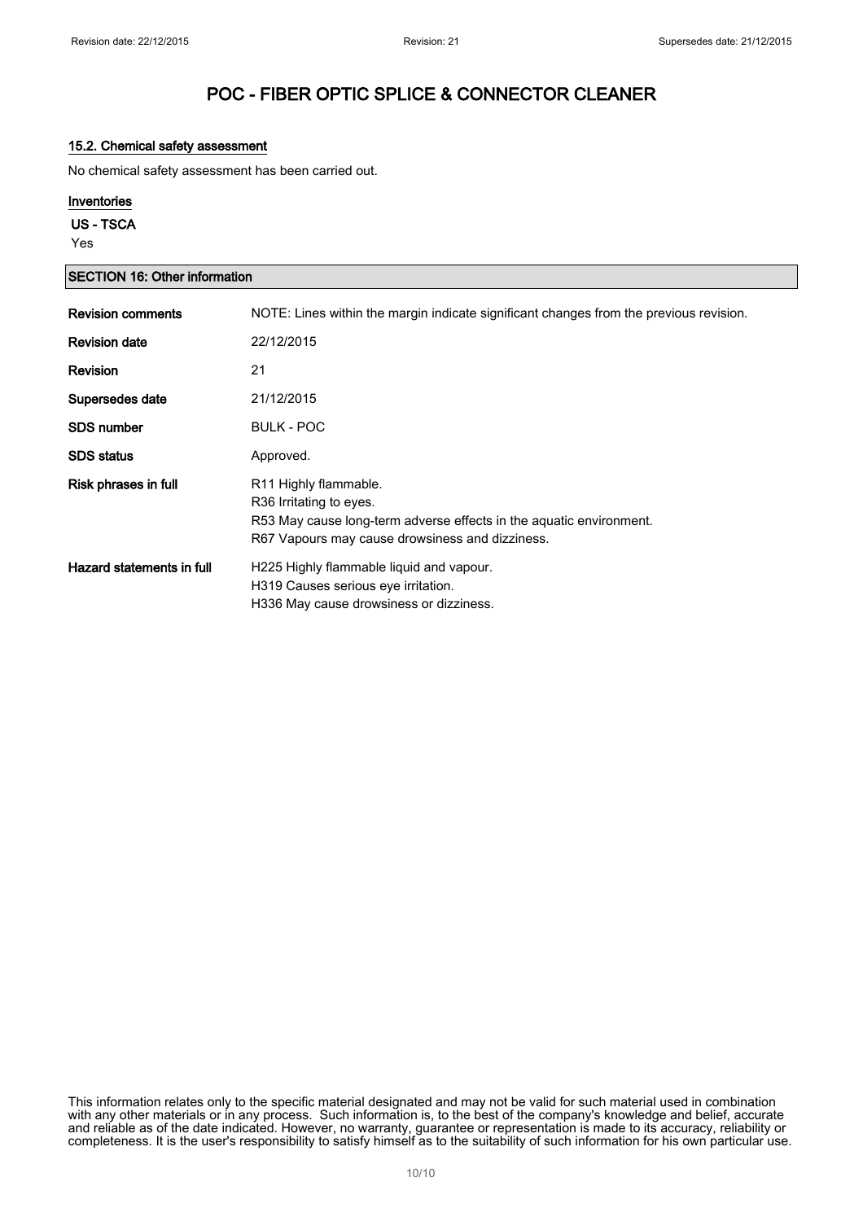# POC - FIBER OPTIC SPLICE & CONNECTOR CLEANER

### 15.2. Chemical safety assessment

No chemical safety assessment has been carried out.

### Inventories

**US - TSCA**

Yes

## SECTION 16: Other information

| | |
|---|---|
| **Revision comments** | NOTE: Lines within the margin indicate significant changes from the previous revision. |
| **Revision date** | 22/12/2015 |
| **Revision** | 21 |
| **Supersedes date** | 21/12/2015 |
| **SDS number** | BULK - POC |
| **SDS status** | Approved. |
| **Risk phrases in full** | R11 Highly flammable.<br>R36 Irritating to eyes.<br>R53 May cause long-term adverse effects in the aquatic environment.<br>R67 Vapours may cause drowsiness and dizziness. |
| **Hazard statements in full** | H225 Highly flammable liquid and vapour.<br>H319 Causes serious eye irritation.<br>H336 May cause drowsiness or dizziness. |

This information relates only to the specific material designated and may not be valid for such material used in combination with any other materials or in any process. Such information is, to the best of the company's knowledge and belief, accurate and reliable as of the date indicated. However, no warranty, guarantee or representation is made to its accuracy, reliability or completeness. It is the user's responsibility to satisfy himself as to the suitability of such information for his own particular use.